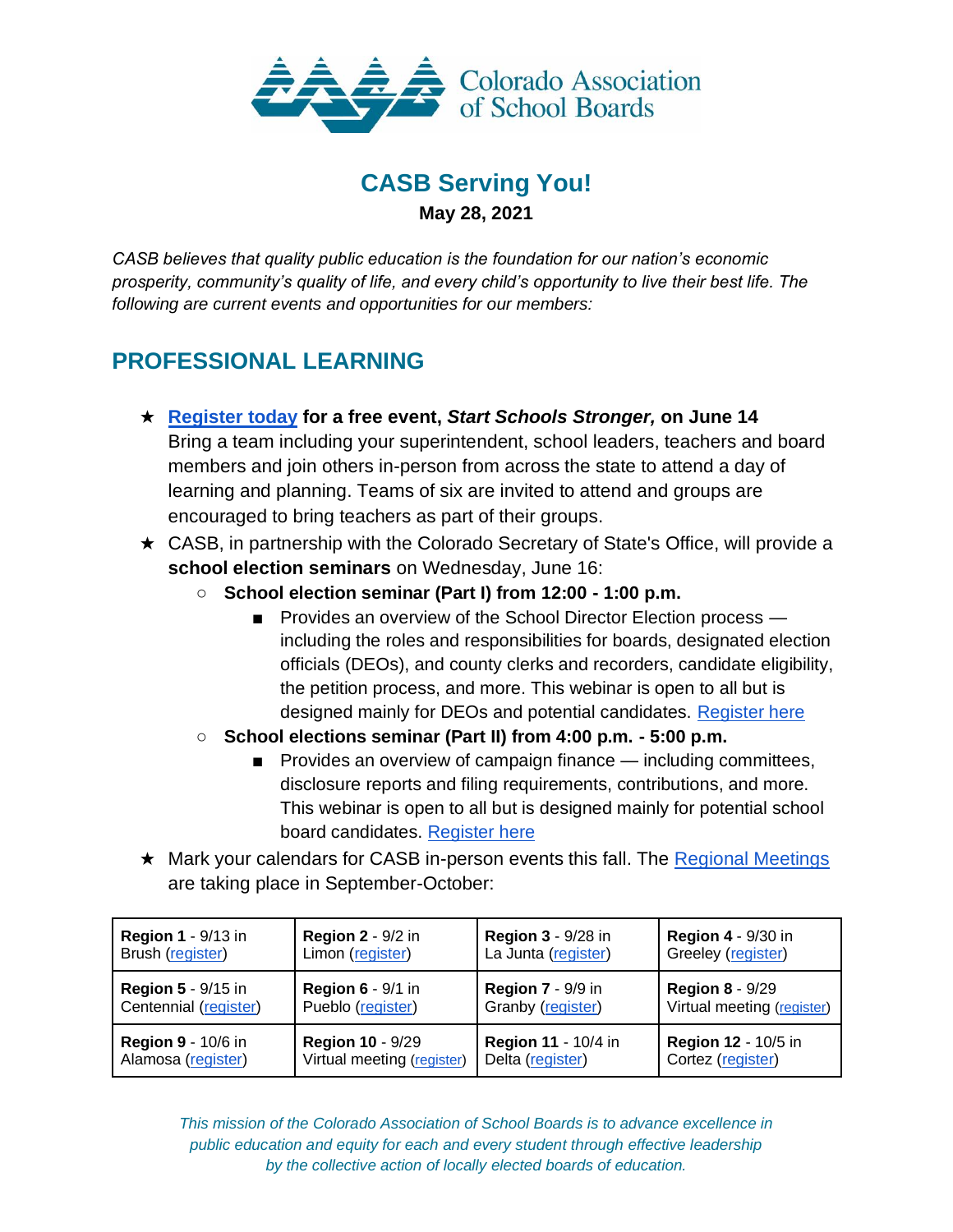Colorado Association of School Boards

# CASB Serving You!

**May 28, 2021**

*CASB believes that quality public education is the foundation for our nation's economic prosperity, community's quality of life, and every child's opportunity to live their best life. The following are current events and opportunities for our members:*

## PROFESSIONAL LEARNING

★ **Register today for a free event, *Start Schools Stronger,* on June 14**
Bring a team including your superintendent, school leaders, teachers and board members and join others in-person from across the state to attend a day of learning and planning. Teams of six are invited to attend and groups are encouraged to bring teachers as part of their groups.

★ CASB, in partnership with the Colorado Secretary of State's Office, will provide a **school election seminars** on Wednesday, June 16:

- **School election seminar (Part I) from 12:00 - 1:00 p.m.**
  - Provides an overview of the School Director Election process — including the roles and responsibilities for boards, designated election officials (DEOs), and county clerks and recorders, candidate eligibility, the petition process, and more. This webinar is open to all but is designed mainly for DEOs and potential candidates. Register here
- **School elections seminar (Part II) from 4:00 p.m. - 5:00 p.m.**
  - Provides an overview of campaign finance — including committees, disclosure reports and filing requirements, contributions, and more. This webinar is open to all but is designed mainly for potential school board candidates. Register here

★ Mark your calendars for CASB in-person events this fall. The Regional Meetings are taking place in September-October:

| | | | |
|---|---|---|---|
| **Region 1** - 9/13 in Brush (register) | **Region 2** - 9/2 in Limon (register) | **Region 3** - 9/28 in La Junta (register) | **Region 4** - 9/30 in Greeley (register) |
| **Region 5** - 9/15 in Centennial (register) | **Region 6** - 9/1 in Pueblo (register) | **Region 7** - 9/9 in Granby (register) | **Region 8** - 9/29 Virtual meeting (register) |
| **Region 9** - 10/6 in Alamosa (register) | **Region 10** - 9/29 Virtual meeting (register) | **Region 11** - 10/4 in Delta (register) | **Region 12** - 10/5 in Cortez (register) |

*This mission of the Colorado Association of School Boards is to advance excellence in public education and equity for each and every student through effective leadership by the collective action of locally elected boards of education.*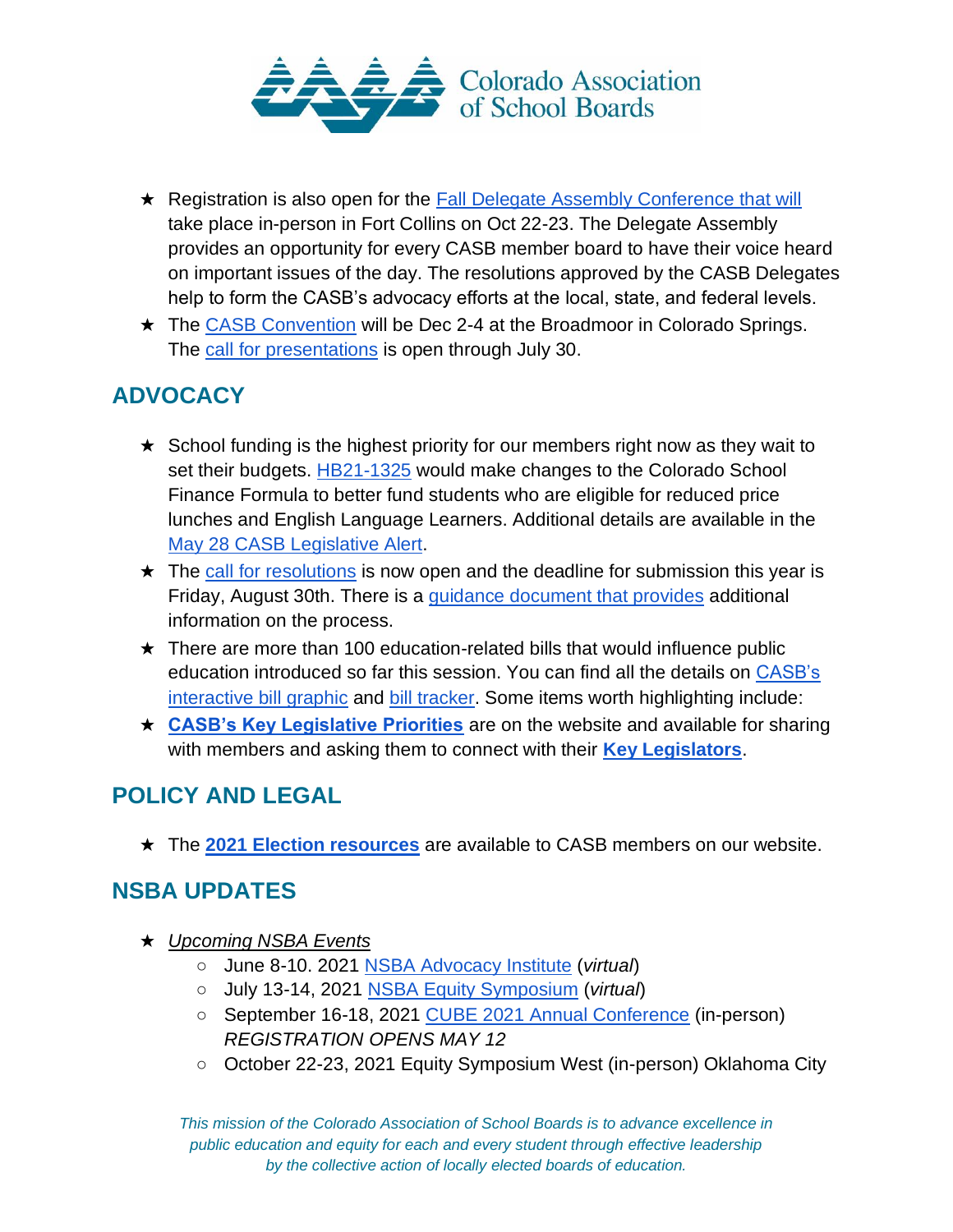Colorado Association of School Boards

- ★ Registration is also open for the Fall Delegate Assembly Conference that will take place in-person in Fort Collins on Oct 22-23. The Delegate Assembly provides an opportunity for every CASB member board to have their voice heard on important issues of the day. The resolutions approved by the CASB Delegates help to form the CASB's advocacy efforts at the local, state, and federal levels.
- ★ The CASB Convention will be Dec 2-4 at the Broadmoor in Colorado Springs. The call for presentations is open through July 30.

## ADVOCACY

- ★ School funding is the highest priority for our members right now as they wait to set their budgets. HB21-1325 would make changes to the Colorado School Finance Formula to better fund students who are eligible for reduced price lunches and English Language Learners. Additional details are available in the May 28 CASB Legislative Alert.
- ★ The call for resolutions is now open and the deadline for submission this year is Friday, August 30th. There is a guidance document that provides additional information on the process.
- ★ There are more than 100 education-related bills that would influence public education introduced so far this session. You can find all the details on CASB's interactive bill graphic and bill tracker. Some items worth highlighting include:
- ★ **CASB's Key Legislative Priorities** are on the website and available for sharing with members and asking them to connect with their **Key Legislators**.

## POLICY AND LEGAL

- ★ The **2021 Election resources** are available to CASB members on our website.

## NSBA UPDATES

- ★ *Upcoming NSBA Events*
  - June 8-10. 2021 NSBA Advocacy Institute (*virtual*)
  - July 13-14, 2021 NSBA Equity Symposium (*virtual*)
  - September 16-18, 2021 CUBE 2021 Annual Conference (in-person) *REGISTRATION OPENS MAY 12*
  - October 22-23, 2021 Equity Symposium West (in-person) Oklahoma City

*This mission of the Colorado Association of School Boards is to advance excellence in public education and equity for each and every student through effective leadership by the collective action of locally elected boards of education.*